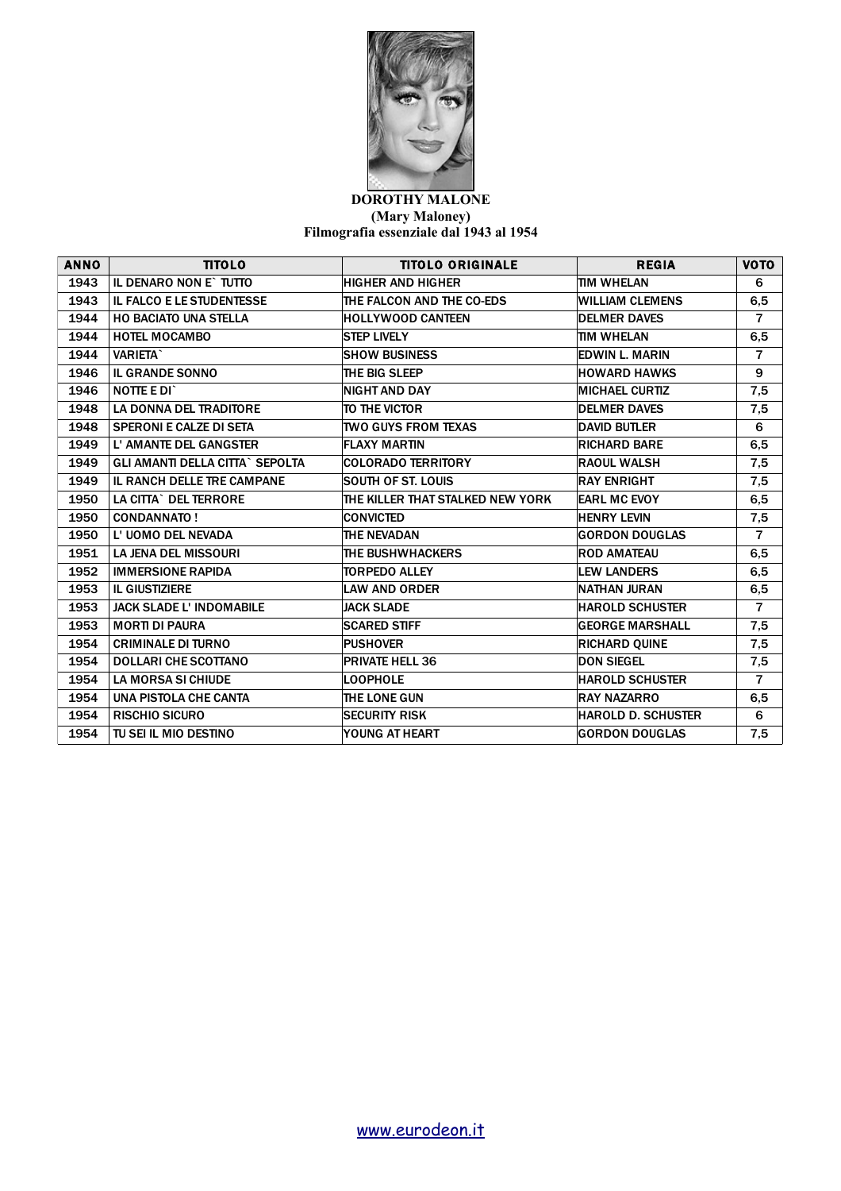**DOROTHY MALONE**
**(Mary Maloney)**
**Filmografia essenziale dal 1943 al 1954**

| ANNO | TITOLO | TITOLO ORIGINALE | REGIA | VOTO |
|---|---|---|---|---|
| 1943 | IL DENARO NON E` TUTTO | HIGHER AND HIGHER | TIM WHELAN | 6 |
| 1943 | IL FALCO E LE STUDENTESSE | THE FALCON AND THE CO-EDS | WILLIAM CLEMENS | 6,5 |
| 1944 | HO BACIATO UNA STELLA | HOLLYWOOD CANTEEN | DELMER DAVES | 7 |
| 1944 | HOTEL MOCAMBO | STEP LIVELY | TIM WHELAN | 6,5 |
| 1944 | VARIETA` | SHOW BUSINESS | EDWIN L. MARIN | 7 |
| 1946 | IL GRANDE SONNO | THE BIG SLEEP | HOWARD HAWKS | 9 |
| 1946 | NOTTE E DI` | NIGHT AND DAY | MICHAEL CURTIZ | 7,5 |
| 1948 | LA DONNA DEL TRADITORE | TO THE VICTOR | DELMER DAVES | 7,5 |
| 1948 | SPERONI E CALZE DI SETA | TWO GUYS FROM TEXAS | DAVID BUTLER | 6 |
| 1949 | L' AMANTE DEL GANGSTER | FLAXY MARTIN | RICHARD BARE | 6,5 |
| 1949 | GLI AMANTI DELLA CITTA` SEPOLTA | COLORADO TERRITORY | RAOUL WALSH | 7,5 |
| 1949 | IL RANCH DELLE TRE CAMPANE | SOUTH OF ST. LOUIS | RAY ENRIGHT | 7,5 |
| 1950 | LA CITTA` DEL TERRORE | THE KILLER THAT STALKED NEW YORK | EARL MC EVOY | 6,5 |
| 1950 | CONDANNATO ! | CONVICTED | HENRY LEVIN | 7,5 |
| 1950 | L' UOMO DEL NEVADA | THE NEVADAN | GORDON DOUGLAS | 7 |
| 1951 | LA JENA DEL MISSOURI | THE BUSHWHACKERS | ROD AMATEAU | 6,5 |
| 1952 | IMMERSIONE RAPIDA | TORPEDO ALLEY | LEW LANDERS | 6,5 |
| 1953 | IL GIUSTIZIERE | LAW AND ORDER | NATHAN JURAN | 6,5 |
| 1953 | JACK SLADE L' INDOMABILE | JACK SLADE | HAROLD SCHUSTER | 7 |
| 1953 | MORTI DI PAURA | SCARED STIFF | GEORGE MARSHALL | 7,5 |
| 1954 | CRIMINALE DI TURNO | PUSHOVER | RICHARD QUINE | 7,5 |
| 1954 | DOLLARI CHE SCOTTANO | PRIVATE HELL 36 | DON SIEGEL | 7,5 |
| 1954 | LA MORSA SI CHIUDE | LOOPHOLE | HAROLD SCHUSTER | 7 |
| 1954 | UNA PISTOLA CHE CANTA | THE LONE GUN | RAY NAZARRO | 6,5 |
| 1954 | RISCHIO SICURO | SECURITY RISK | HAROLD D. SCHUSTER | 6 |
| 1954 | TU SEI IL MIO DESTINO | YOUNG AT HEART | GORDON DOUGLAS | 7,5 |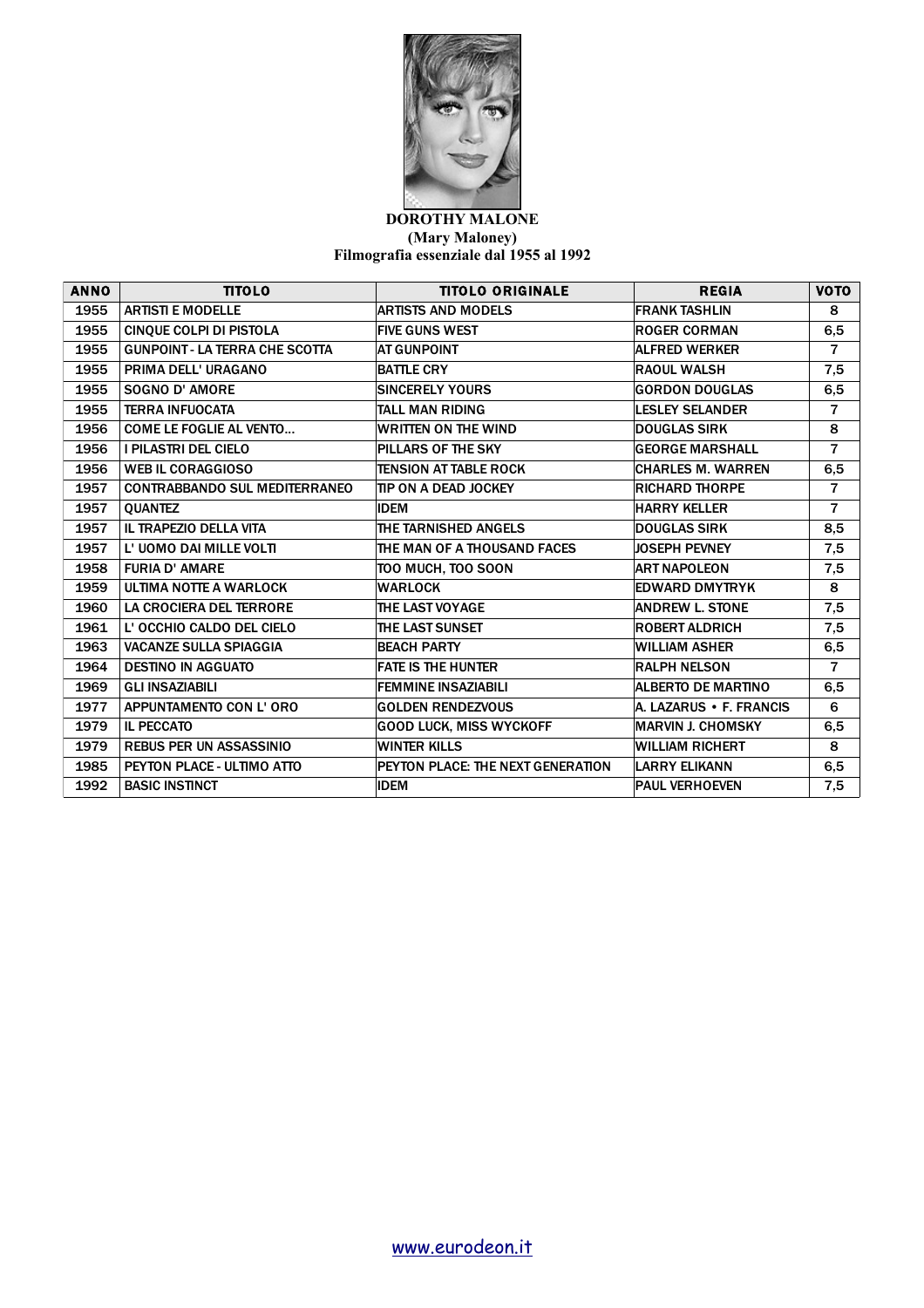**DOROTHY MALONE**
**(Mary Maloney)**
**Filmografia essenziale dal 1955 al 1992**

| ANNO | TITOLO | TITOLO ORIGINALE | REGIA | VOTO |
|---|---|---|---|---|
| 1955 | ARTISTI E MODELLE | ARTISTS AND MODELS | FRANK TASHLIN | 8 |
| 1955 | CINQUE COLPI DI PISTOLA | FIVE GUNS WEST | ROGER CORMAN | 6,5 |
| 1955 | GUNPOINT - LA TERRA CHE SCOTTA | AT GUNPOINT | ALFRED WERKER | 7 |
| 1955 | PRIMA DELL' URAGANO | BATTLE CRY | RAOUL WALSH | 7,5 |
| 1955 | SOGNO D' AMORE | SINCERELY YOURS | GORDON DOUGLAS | 6,5 |
| 1955 | TERRA INFUOCATA | TALL MAN RIDING | LESLEY SELANDER | 7 |
| 1956 | COME LE FOGLIE AL VENTO... | WRITTEN ON THE WIND | DOUGLAS SIRK | 8 |
| 1956 | I PILASTRI DEL CIELO | PILLARS OF THE SKY | GEORGE MARSHALL | 7 |
| 1956 | WEB IL CORAGGIOSO | TENSION AT TABLE ROCK | CHARLES M. WARREN | 6,5 |
| 1957 | CONTRABBANDO SUL MEDITERRANEO | TIP ON A DEAD JOCKEY | RICHARD THORPE | 7 |
| 1957 | QUANTEZ | IDEM | HARRY KELLER | 7 |
| 1957 | IL TRAPEZIO DELLA VITA | THE TARNISHED ANGELS | DOUGLAS SIRK | 8,5 |
| 1957 | L' UOMO DAI MILLE VOLTI | THE MAN OF A THOUSAND FACES | JOSEPH PEVNEY | 7,5 |
| 1958 | FURIA D' AMARE | TOO MUCH, TOO SOON | ART NAPOLEON | 7,5 |
| 1959 | ULTIMA NOTTE A WARLOCK | WARLOCK | EDWARD DMYTRYK | 8 |
| 1960 | LA CROCIERA DEL TERRORE | THE LAST VOYAGE | ANDREW L. STONE | 7,5 |
| 1961 | L' OCCHIO CALDO DEL CIELO | THE LAST SUNSET | ROBERT ALDRICH | 7,5 |
| 1963 | VACANZE SULLA SPIAGGIA | BEACH PARTY | WILLIAM ASHER | 6,5 |
| 1964 | DESTINO IN AGGUATO | FATE IS THE HUNTER | RALPH NELSON | 7 |
| 1969 | GLI INSAZIABILI | FEMMINE INSAZIABILI | ALBERTO DE MARTINO | 6,5 |
| 1977 | APPUNTAMENTO CON L' ORO | GOLDEN RENDEZVOUS | A. LAZARUS • F. FRANCIS | 6 |
| 1979 | IL PECCATO | GOOD LUCK, MISS WYCKOFF | MARVIN J. CHOMSKY | 6,5 |
| 1979 | REBUS PER UN ASSASSINIO | WINTER KILLS | WILLIAM RICHERT | 8 |
| 1985 | PEYTON PLACE - ULTIMO ATTO | PEYTON PLACE: THE NEXT GENERATION | LARRY ELIKANN | 6,5 |
| 1992 | BASIC INSTINCT | IDEM | PAUL VERHOEVEN | 7,5 |

www.eurodeon.it